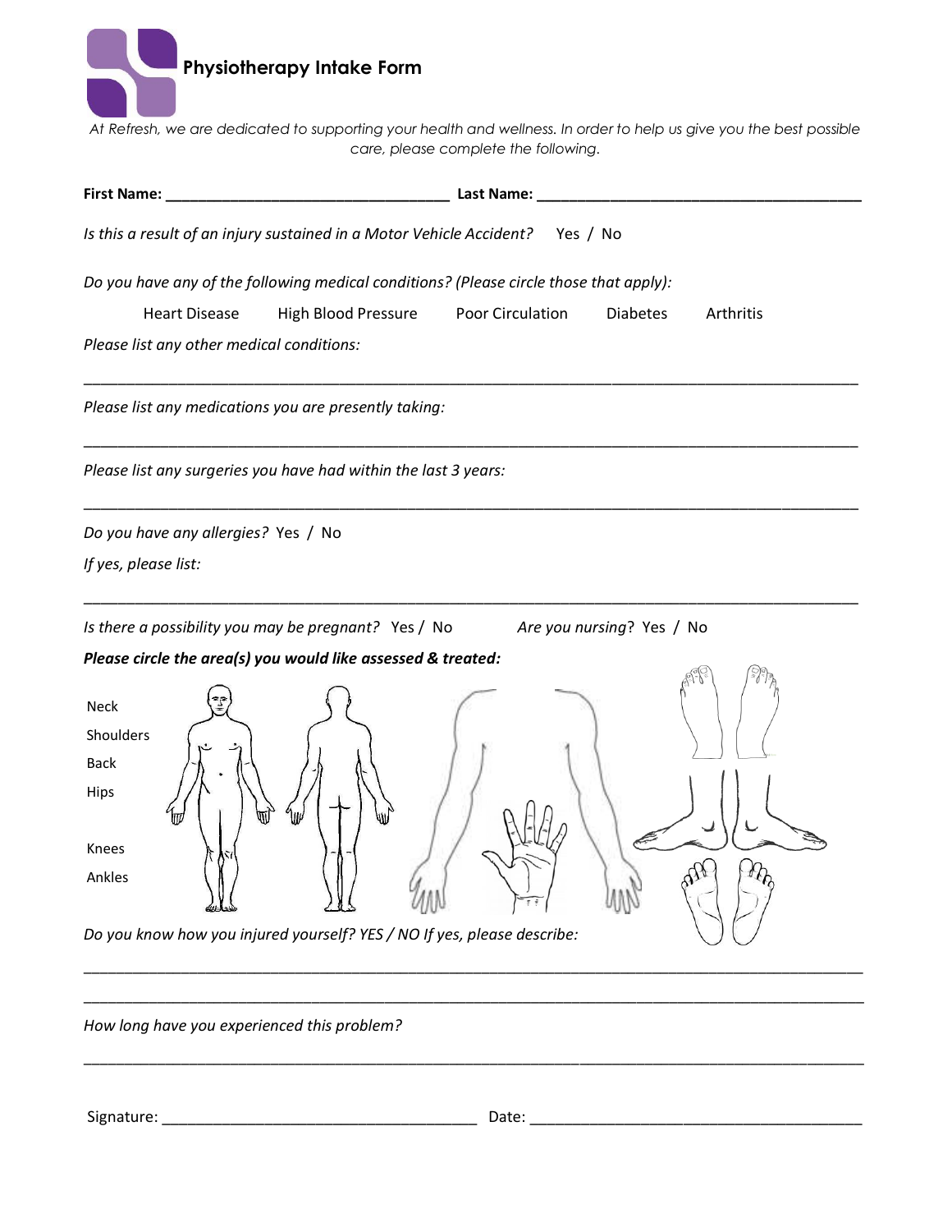## Physiotherapy Intake Form

*At Refresh, we are dedicated to supporting your health and wellness. In order to help us give you the best possible care, please complete the following.*

**First Name:** ___________________________________ **Last Name:** ________________________________________

*Is this a result of an injury sustained in a Motor Vehicle Accident?* Yes / No

*Do you have any of the following medical conditions? (Please circle those that apply):*

Heart Disease High Blood Pressure Poor Circulation Diabetes Arthritis

*Please list any other medical conditions:*

_______________________________________________________________________________________________

*Please list any medications you are presently taking:*

_______________________________________________________________________________________________

*Please list any surgeries you have had within the last 3 years:*

_______________________________________________________________________________________________

*Do you have any allergies?* Yes / No

*If yes, please list:*

_______________________________________________________________________________________________

*Is there a possibility you may be pregnant?* Yes / No *Are you nursing*? Yes / No

***Please circle the area(s) you would like assessed & treated:***

Neck

Shoulders

Back

Hips

Knees

Ankles

*Do you know how you injured yourself? YES / NO If yes, please describe:*

_______________________________________________________________________________________________

_______________________________________________________________________________________________

*How long have you experienced this problem?*

_______________________________________________________________________________________________

Signature: _____________________________________ Date: ________________________________________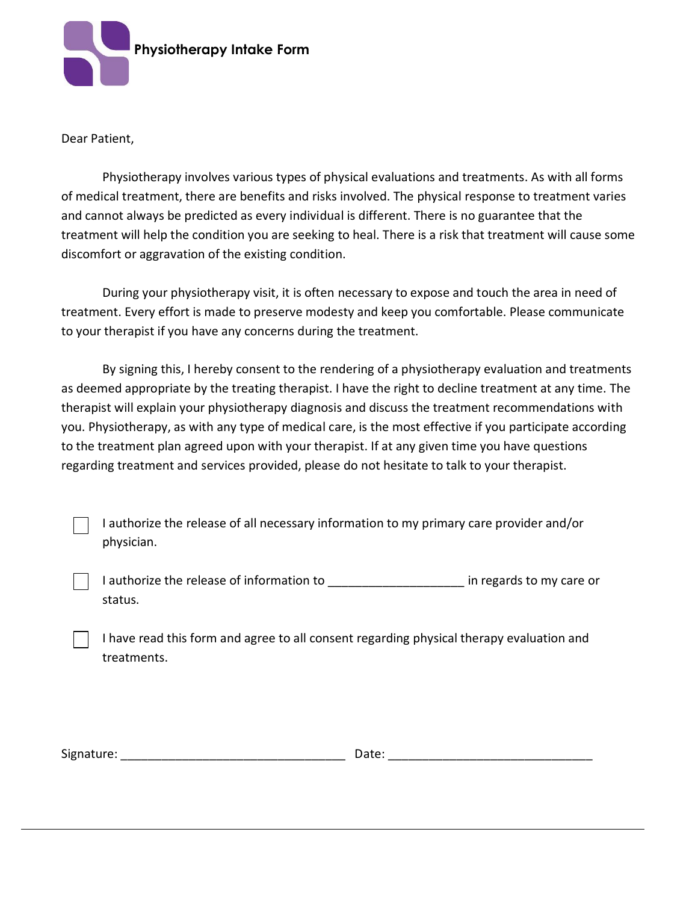**Physiotherapy Intake Form**

Dear Patient,

Physiotherapy involves various types of physical evaluations and treatments. As with all forms of medical treatment, there are benefits and risks involved. The physical response to treatment varies and cannot always be predicted as every individual is different. There is no guarantee that the treatment will help the condition you are seeking to heal. There is a risk that treatment will cause some discomfort or aggravation of the existing condition.

During your physiotherapy visit, it is often necessary to expose and touch the area in need of treatment. Every effort is made to preserve modesty and keep you comfortable. Please communicate to your therapist if you have any concerns during the treatment.

By signing this, I hereby consent to the rendering of a physiotherapy evaluation and treatments as deemed appropriate by the treating therapist. I have the right to decline treatment at any time. The therapist will explain your physiotherapy diagnosis and discuss the treatment recommendations with you. Physiotherapy, as with any type of medical care, is the most effective if you participate according to the treatment plan agreed upon with your therapist. If at any given time you have questions regarding treatment and services provided, please do not hesitate to talk to your therapist.

- ☐ I authorize the release of all necessary information to my primary care provider and/or physician.
- ☐ I authorize the release of information to ____________________ in regards to my care or status.
- ☐ I have read this form and agree to all consent regarding physical therapy evaluation and treatments.

Signature: _________________________________ Date: ______________________________